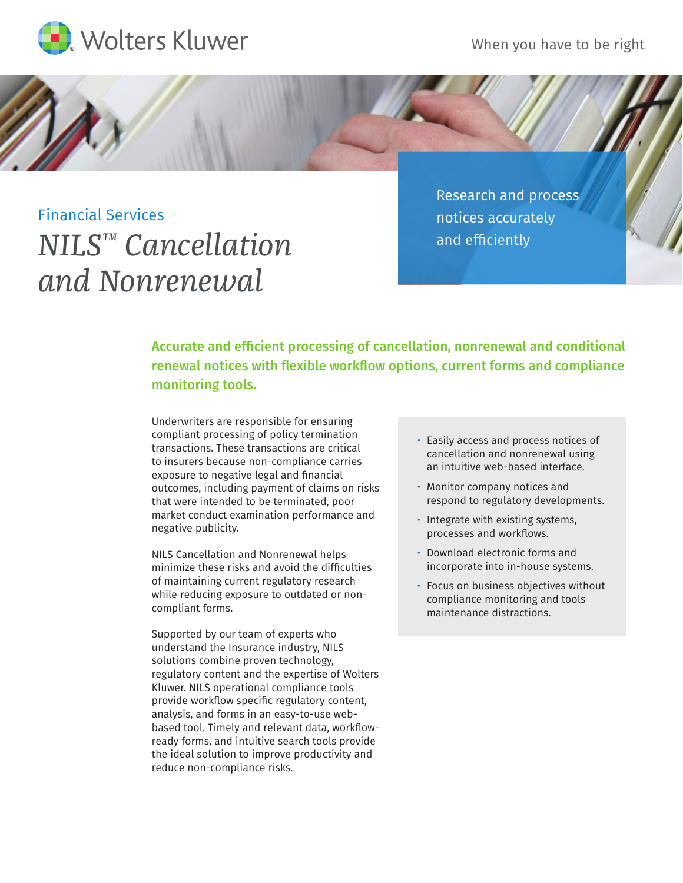Wolters Kluwer

When you have to be right

Financial Services

# *NILS™ Cancellation and Nonrenewal*

Research and process notices accurately and efficiently

**Accurate and efficient processing of cancellation, nonrenewal and conditional renewal notices with flexible workflow options, current forms and compliance monitoring tools.**

Underwriters are responsible for ensuring compliant processing of policy termination transactions. These transactions are critical to insurers because non-compliance carries exposure to negative legal and financial outcomes, including payment of claims on risks that were intended to be terminated, poor market conduct examination performance and negative publicity.

NILS Cancellation and Nonrenewal helps minimize these risks and avoid the difficulties of maintaining current regulatory research while reducing exposure to outdated or non-compliant forms.

Supported by our team of experts who understand the Insurance industry, NILS solutions combine proven technology, regulatory content and the expertise of Wolters Kluwer. NILS operational compliance tools provide workflow specific regulatory content, analysis, and forms in an easy-to-use web-based tool. Timely and relevant data, workflow-ready forms, and intuitive search tools provide the ideal solution to improve productivity and reduce non-compliance risks.

- Easily access and process notices of cancellation and nonrenewal using an intuitive web-based interface.
- Monitor company notices and respond to regulatory developments.
- Integrate with existing systems, processes and workflows.
- Download electronic forms and incorporate into in-house systems.
- Focus on business objectives without compliance monitoring and tools maintenance distractions.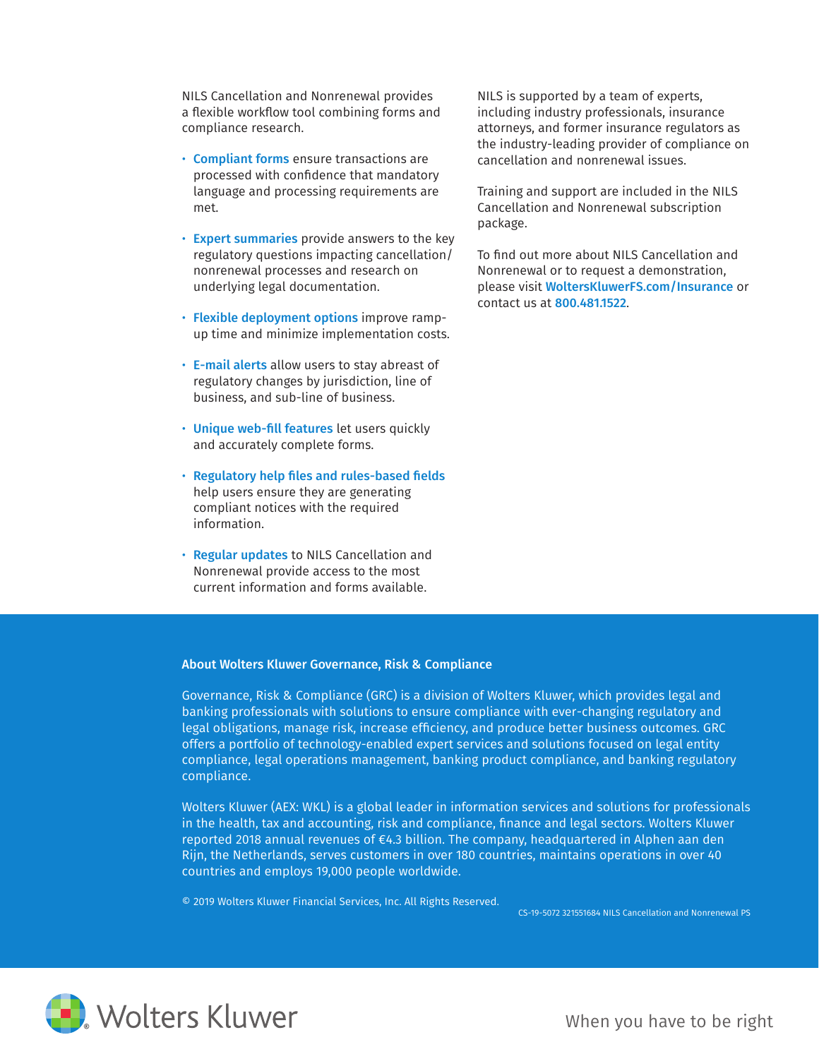NILS Cancellation and Nonrenewal provides a flexible workflow tool combining forms and compliance research.

- **Compliant forms** ensure transactions are processed with confidence that mandatory language and processing requirements are met.
- **Expert summaries** provide answers to the key regulatory questions impacting cancellation/nonrenewal processes and research on underlying legal documentation.
- **Flexible deployment options** improve ramp-up time and minimize implementation costs.
- **E-mail alerts** allow users to stay abreast of regulatory changes by jurisdiction, line of business, and sub-line of business.
- **Unique web-fill features** let users quickly and accurately complete forms.
- **Regulatory help files and rules-based fields** help users ensure they are generating compliant notices with the required information.
- **Regular updates** to NILS Cancellation and Nonrenewal provide access to the most current information and forms available.

NILS is supported by a team of experts, including industry professionals, insurance attorneys, and former insurance regulators as the industry-leading provider of compliance on cancellation and nonrenewal issues.

Training and support are included in the NILS Cancellation and Nonrenewal subscription package.

To find out more about NILS Cancellation and Nonrenewal or to request a demonstration, please visit **WoltersKluwerFS.com/Insurance** or contact us at **800.481.1522**.

**About Wolters Kluwer Governance, Risk & Compliance**

Governance, Risk & Compliance (GRC) is a division of Wolters Kluwer, which provides legal and banking professionals with solutions to ensure compliance with ever-changing regulatory and legal obligations, manage risk, increase efficiency, and produce better business outcomes. GRC offers a portfolio of technology-enabled expert services and solutions focused on legal entity compliance, legal operations management, banking product compliance, and banking regulatory compliance.

Wolters Kluwer (AEX: WKL) is a global leader in information services and solutions for professionals in the health, tax and accounting, risk and compliance, finance and legal sectors. Wolters Kluwer reported 2018 annual revenues of €4.3 billion. The company, headquartered in Alphen aan den Rijn, the Netherlands, serves customers in over 180 countries, maintains operations in over 40 countries and employs 19,000 people worldwide.

© 2019 Wolters Kluwer Financial Services, Inc. All Rights Reserved.

CS-19-5072 321551684 NILS Cancellation and Nonrenewal PS

Wolters Kluwer

When you have to be right